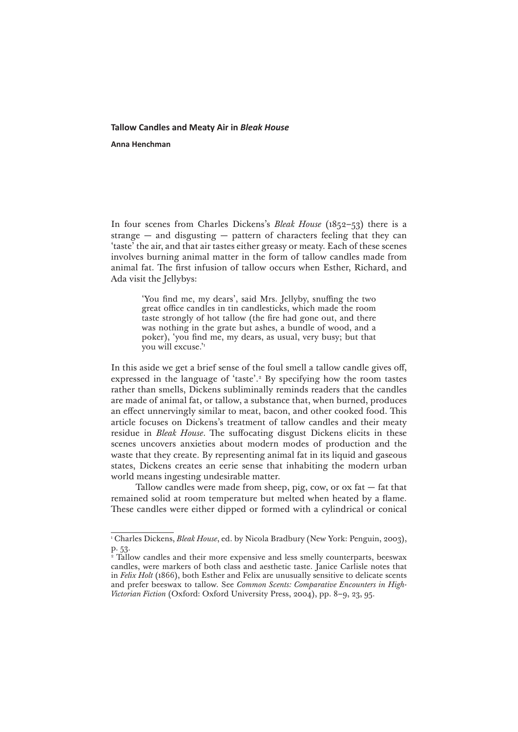# Tallow Candles and Meaty Air in *Bleak House*

**Anna Henchman**

In four scenes from Charles Dickens's *Bleak House* (1852–53) there is a strange — and disgusting — pattern of characters feeling that they can 'taste' the air, and that air tastes either greasy or meaty. Each of these scenes involves burning animal matter in the form of tallow candles made from animal fat. The first infusion of tallow occurs when Esther, Richard, and Ada visit the Jellybys:

> 'You find me, my dears', said Mrs. Jellyby, snuffing the two great office candles in tin candlesticks, which made the room taste strongly of hot tallow (the fire had gone out, and there was nothing in the grate but ashes, a bundle of wood, and a poker), 'you find me, my dears, as usual, very busy; but that you will excuse.'[1]

In this aside we get a brief sense of the foul smell a tallow candle gives off, expressed in the language of 'taste'.[2] By specifying how the room tastes rather than smells, Dickens subliminally reminds readers that the candles are made of animal fat, or tallow, a substance that, when burned, produces an effect unnervingly similar to meat, bacon, and other cooked food. This article focuses on Dickens's treatment of tallow candles and their meaty residue in *Bleak House*. The suffocating disgust Dickens elicits in these scenes uncovers anxieties about modern modes of production and the waste that they create. By representing animal fat in its liquid and gaseous states, Dickens creates an eerie sense that inhabiting the modern urban world means ingesting undesirable matter.

Tallow candles were made from sheep, pig, cow, or ox fat — fat that remained solid at room temperature but melted when heated by a flame. These candles were either dipped or formed with a cylindrical or conical

---

[1] Charles Dickens, *Bleak House*, ed. by Nicola Bradbury (New York: Penguin, 2003), p. 53.

[2] Tallow candles and their more expensive and less smelly counterparts, beeswax candles, were markers of both class and aesthetic taste. Janice Carlisle notes that in *Felix Holt* (1866), both Esther and Felix are unusually sensitive to delicate scents and prefer beeswax to tallow. See *Common Scents: Comparative Encounters in High-Victorian Fiction* (Oxford: Oxford University Press, 2004), pp. 8–9, 23, 95.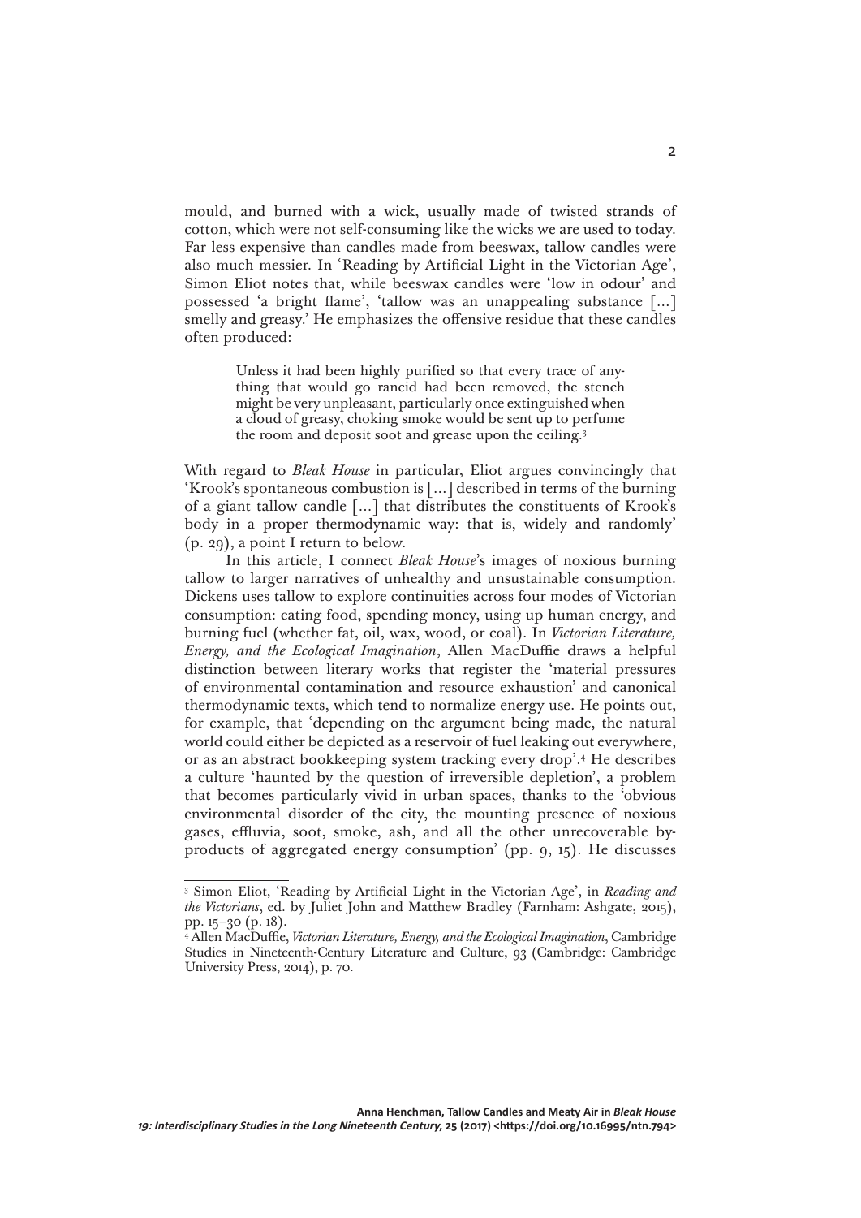mould, and burned with a wick, usually made of twisted strands of cotton, which were not self-consuming like the wicks we are used to today. Far less expensive than candles made from beeswax, tallow candles were also much messier. In 'Reading by Artificial Light in the Victorian Age', Simon Eliot notes that, while beeswax candles were 'low in odour' and possessed 'a bright flame', 'tallow was an unappealing substance [...] smelly and greasy.' He emphasizes the offensive residue that these candles often produced:

> Unless it had been highly purified so that every trace of anything that would go rancid had been removed, the stench might be very unpleasant, particularly once extinguished when a cloud of greasy, choking smoke would be sent up to perfume the room and deposit soot and grease upon the ceiling.[3]

With regard to *Bleak House* in particular, Eliot argues convincingly that 'Krook's spontaneous combustion is [...] described in terms of the burning of a giant tallow candle [...] that distributes the constituents of Krook's body in a proper thermodynamic way: that is, widely and randomly' (p. 29), a point I return to below.

In this article, I connect *Bleak House*'s images of noxious burning tallow to larger narratives of unhealthy and unsustainable consumption. Dickens uses tallow to explore continuities across four modes of Victorian consumption: eating food, spending money, using up human energy, and burning fuel (whether fat, oil, wax, wood, or coal). In *Victorian Literature, Energy, and the Ecological Imagination*, Allen MacDuffie draws a helpful distinction between literary works that register the 'material pressures of environmental contamination and resource exhaustion' and canonical thermodynamic texts, which tend to normalize energy use. He points out, for example, that 'depending on the argument being made, the natural world could either be depicted as a reservoir of fuel leaking out everywhere, or as an abstract bookkeeping system tracking every drop'.[4] He describes a culture 'haunted by the question of irreversible depletion', a problem that becomes particularly vivid in urban spaces, thanks to the 'obvious environmental disorder of the city, the mounting presence of noxious gases, effluvia, soot, smoke, ash, and all the other unrecoverable byproducts of aggregated energy consumption' (pp. 9, 15). He discusses

---

[3] Simon Eliot, 'Reading by Artificial Light in the Victorian Age', in *Reading and the Victorians*, ed. by Juliet John and Matthew Bradley (Farnham: Ashgate, 2015), pp. 15–30 (p. 18).

[4] Allen MacDuffie, *Victorian Literature, Energy, and the Ecological Imagination*, Cambridge Studies in Nineteenth-Century Literature and Culture, 93 (Cambridge: Cambridge University Press, 2014), p. 70.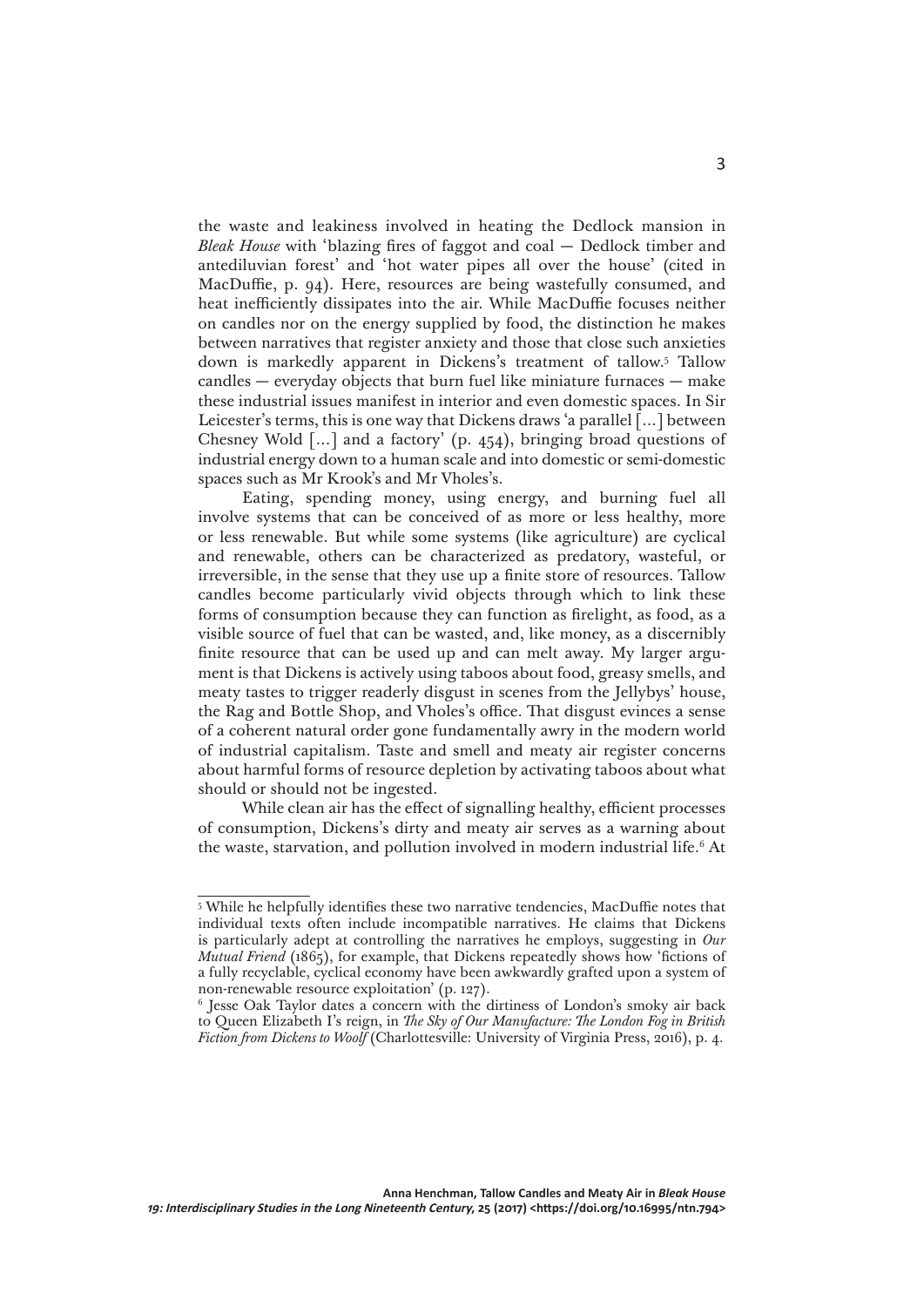the waste and leakiness involved in heating the Dedlock mansion in *Bleak House* with 'blazing fires of faggot and coal — Dedlock timber and antediluvian forest' and 'hot water pipes all over the house' (cited in MacDuffie, p. 94). Here, resources are being wastefully consumed, and heat inefficiently dissipates into the air. While MacDuffie focuses neither on candles nor on the energy supplied by food, the distinction he makes between narratives that register anxiety and those that close such anxieties down is markedly apparent in Dickens's treatment of tallow.[5] Tallow candles — everyday objects that burn fuel like miniature furnaces — make these industrial issues manifest in interior and even domestic spaces. In Sir Leicester's terms, this is one way that Dickens draws 'a parallel [...] between Chesney Wold [...] and a factory' (p. 454), bringing broad questions of industrial energy down to a human scale and into domestic or semi-domestic spaces such as Mr Krook's and Mr Vholes's.

Eating, spending money, using energy, and burning fuel all involve systems that can be conceived of as more or less healthy, more or less renewable. But while some systems (like agriculture) are cyclical and renewable, others can be characterized as predatory, wasteful, or irreversible, in the sense that they use up a finite store of resources. Tallow candles become particularly vivid objects through which to link these forms of consumption because they can function as firelight, as food, as a visible source of fuel that can be wasted, and, like money, as a discernibly finite resource that can be used up and can melt away. My larger argument is that Dickens is actively using taboos about food, greasy smells, and meaty tastes to trigger readerly disgust in scenes from the Jellybys' house, the Rag and Bottle Shop, and Vholes's office. That disgust evinces a sense of a coherent natural order gone fundamentally awry in the modern world of industrial capitalism. Taste and smell and meaty air register concerns about harmful forms of resource depletion by activating taboos about what should or should not be ingested.

While clean air has the effect of signalling healthy, efficient processes of consumption, Dickens's dirty and meaty air serves as a warning about the waste, starvation, and pollution involved in modern industrial life.[6] At

---

[5] While he helpfully identifies these two narrative tendencies, MacDuffie notes that individual texts often include incompatible narratives. He claims that Dickens is particularly adept at controlling the narratives he employs, suggesting in *Our Mutual Friend* (1865), for example, that Dickens repeatedly shows how 'fictions of a fully recyclable, cyclical economy have been awkwardly grafted upon a system of non-renewable resource exploitation' (p. 127).

[6] Jesse Oak Taylor dates a concern with the dirtiness of London's smoky air back to Queen Elizabeth I's reign, in *The Sky of Our Manufacture: The London Fog in British Fiction from Dickens to Woolf* (Charlottesville: University of Virginia Press, 2016), p. 4.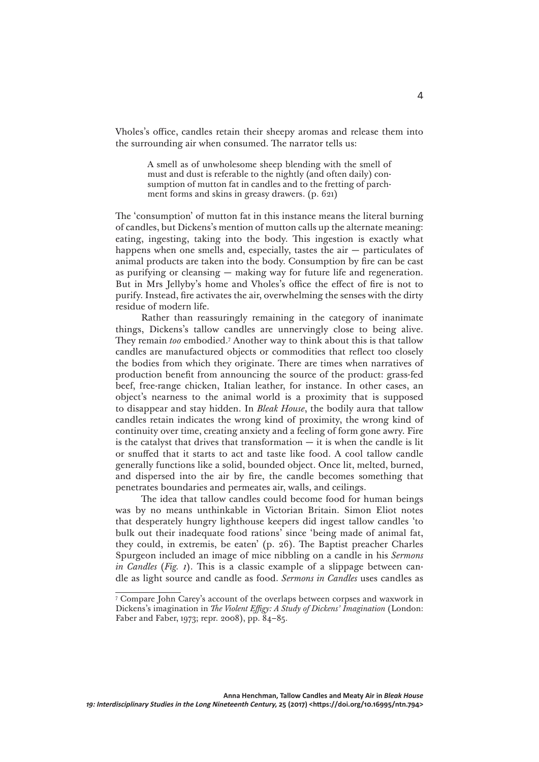Vholes's office, candles retain their sheepy aromas and release them into the surrounding air when consumed. The narrator tells us:

> A smell as of unwholesome sheep blending with the smell of must and dust is referable to the nightly (and often daily) consumption of mutton fat in candles and to the fretting of parchment forms and skins in greasy drawers. (p. 621)

The 'consumption' of mutton fat in this instance means the literal burning of candles, but Dickens's mention of mutton calls up the alternate meaning: eating, ingesting, taking into the body. This ingestion is exactly what happens when one smells and, especially, tastes the air — particulates of animal products are taken into the body. Consumption by fire can be cast as purifying or cleansing — making way for future life and regeneration. But in Mrs Jellyby's home and Vholes's office the effect of fire is not to purify. Instead, fire activates the air, overwhelming the senses with the dirty residue of modern life.

Rather than reassuringly remaining in the category of inanimate things, Dickens's tallow candles are unnervingly close to being alive. They remain *too* embodied.[7] Another way to think about this is that tallow candles are manufactured objects or commodities that reflect too closely the bodies from which they originate. There are times when narratives of production benefit from announcing the source of the product: grass-fed beef, free-range chicken, Italian leather, for instance. In other cases, an object's nearness to the animal world is a proximity that is supposed to disappear and stay hidden. In *Bleak House*, the bodily aura that tallow candles retain indicates the wrong kind of proximity, the wrong kind of continuity over time, creating anxiety and a feeling of form gone awry. Fire is the catalyst that drives that transformation — it is when the candle is lit or snuffed that it starts to act and taste like food. A cool tallow candle generally functions like a solid, bounded object. Once lit, melted, burned, and dispersed into the air by fire, the candle becomes something that penetrates boundaries and permeates air, walls, and ceilings.

The idea that tallow candles could become food for human beings was by no means unthinkable in Victorian Britain. Simon Eliot notes that desperately hungry lighthouse keepers did ingest tallow candles 'to bulk out their inadequate food rations' since 'being made of animal fat, they could, in extremis, be eaten' (p. 26). The Baptist preacher Charles Spurgeon included an image of mice nibbling on a candle in his *Sermons in Candles* (*Fig. 1*). This is a classic example of a slippage between candle as light source and candle as food. *Sermons in Candles* uses candles as

---

[7] Compare John Carey's account of the overlaps between corpses and waxwork in Dickens's imagination in *The Violent Effigy: A Study of Dickens' Imagination* (London: Faber and Faber, 1973; repr. 2008), pp. 84–85.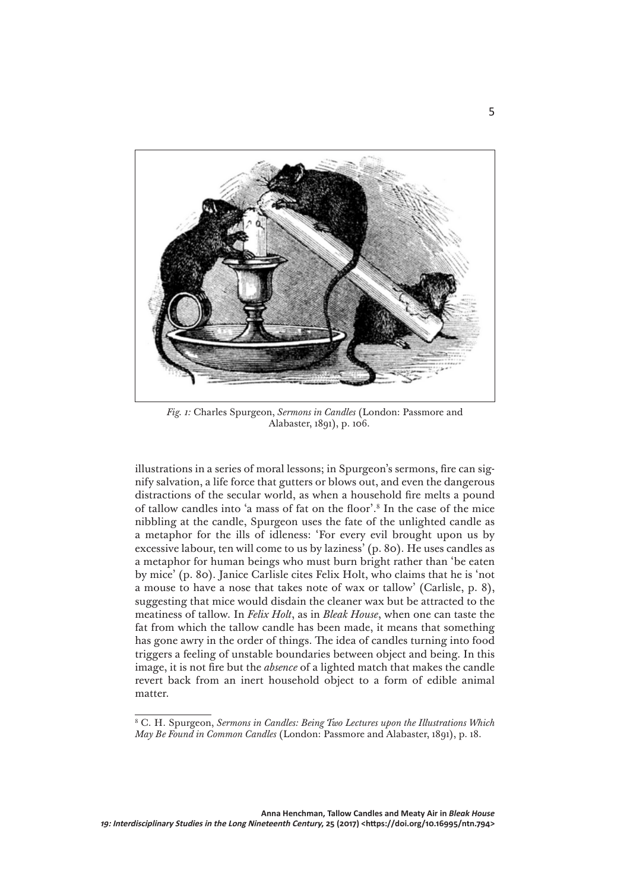*Fig. 1:* Charles Spurgeon, *Sermons in Candles* (London: Passmore and Alabaster, 1891), p. 106.

illustrations in a series of moral lessons; in Spurgeon's sermons, fire can signify salvation, a life force that gutters or blows out, and even the dangerous distractions of the secular world, as when a household fire melts a pound of tallow candles into 'a mass of fat on the floor'.[8] In the case of the mice nibbling at the candle, Spurgeon uses the fate of the unlighted candle as a metaphor for the ills of idleness: 'For every evil brought upon us by excessive labour, ten will come to us by laziness' (p. 80). He uses candles as a metaphor for human beings who must burn bright rather than 'be eaten by mice' (p. 80). Janice Carlisle cites Felix Holt, who claims that he is 'not a mouse to have a nose that takes note of wax or tallow' (Carlisle, p. 8), suggesting that mice would disdain the cleaner wax but be attracted to the meatiness of tallow. In *Felix Holt*, as in *Bleak House*, when one can taste the fat from which the tallow candle has been made, it means that something has gone awry in the order of things. The idea of candles turning into food triggers a feeling of unstable boundaries between object and being. In this image, it is not fire but the *absence* of a lighted match that makes the candle revert back from an inert household object to a form of edible animal matter.

---

[8] C. H. Spurgeon, *Sermons in Candles: Being Two Lectures upon the Illustrations Which May Be Found in Common Candles* (London: Passmore and Alabaster, 1891), p. 18.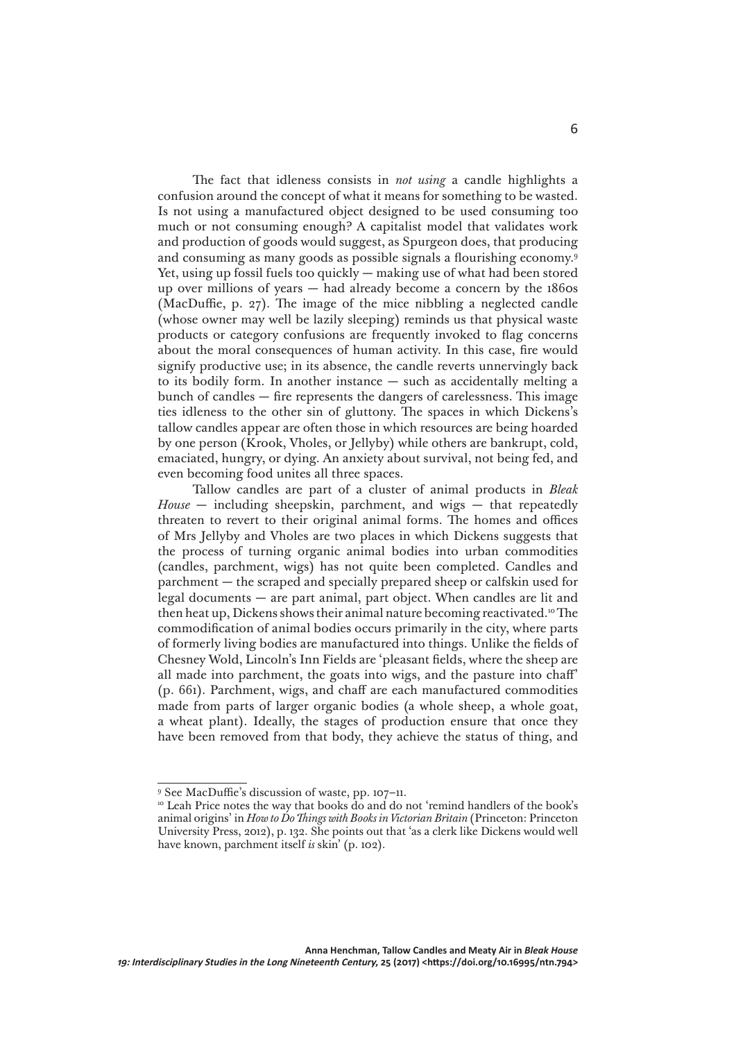The fact that idleness consists in *not using* a candle highlights a confusion around the concept of what it means for something to be wasted. Is not using a manufactured object designed to be used consuming too much or not consuming enough? A capitalist model that validates work and production of goods would suggest, as Spurgeon does, that producing and consuming as many goods as possible signals a flourishing economy.[9] Yet, using up fossil fuels too quickly — making use of what had been stored up over millions of years — had already become a concern by the 1860s (MacDuffie, p. 27). The image of the mice nibbling a neglected candle (whose owner may well be lazily sleeping) reminds us that physical waste products or category confusions are frequently invoked to flag concerns about the moral consequences of human activity. In this case, fire would signify productive use; in its absence, the candle reverts unnervingly back to its bodily form. In another instance — such as accidentally melting a bunch of candles — fire represents the dangers of carelessness. This image ties idleness to the other sin of gluttony. The spaces in which Dickens's tallow candles appear are often those in which resources are being hoarded by one person (Krook, Vholes, or Jellyby) while others are bankrupt, cold, emaciated, hungry, or dying. An anxiety about survival, not being fed, and even becoming food unites all three spaces.

Tallow candles are part of a cluster of animal products in *Bleak House* — including sheepskin, parchment, and wigs — that repeatedly threaten to revert to their original animal forms. The homes and offices of Mrs Jellyby and Vholes are two places in which Dickens suggests that the process of turning organic animal bodies into urban commodities (candles, parchment, wigs) has not quite been completed. Candles and parchment — the scraped and specially prepared sheep or calfskin used for legal documents — are part animal, part object. When candles are lit and then heat up, Dickens shows their animal nature becoming reactivated.[10] The commodification of animal bodies occurs primarily in the city, where parts of formerly living bodies are manufactured into things. Unlike the fields of Chesney Wold, Lincoln's Inn Fields are 'pleasant fields, where the sheep are all made into parchment, the goats into wigs, and the pasture into chaff' (p. 661). Parchment, wigs, and chaff are each manufactured commodities made from parts of larger organic bodies (a whole sheep, a whole goat, a wheat plant). Ideally, the stages of production ensure that once they have been removed from that body, they achieve the status of thing, and

---

[9] See MacDuffie's discussion of waste, pp. 107–11.

[10] Leah Price notes the way that books do and do not 'remind handlers of the book's animal origins' in *How to Do Things with Books in Victorian Britain* (Princeton: Princeton University Press, 2012), p. 132. She points out that 'as a clerk like Dickens would well have known, parchment itself *is* skin' (p. 102).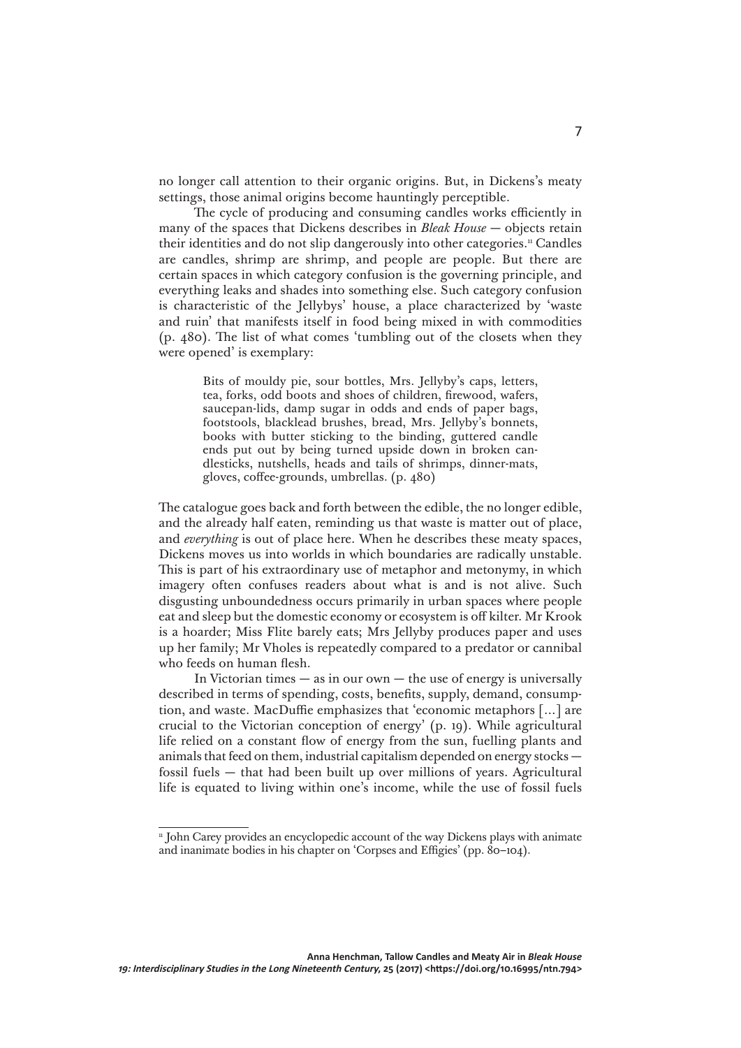no longer call attention to their organic origins. But, in Dickens's meaty settings, those animal origins become hauntingly perceptible.

The cycle of producing and consuming candles works efficiently in many of the spaces that Dickens describes in *Bleak House* — objects retain their identities and do not slip dangerously into other categories.[11] Candles are candles, shrimp are shrimp, and people are people. But there are certain spaces in which category confusion is the governing principle, and everything leaks and shades into something else. Such category confusion is characteristic of the Jellybys' house, a place characterized by 'waste and ruin' that manifests itself in food being mixed in with commodities (p. 480). The list of what comes 'tumbling out of the closets when they were opened' is exemplary:

> Bits of mouldy pie, sour bottles, Mrs. Jellyby's caps, letters, tea, forks, odd boots and shoes of children, firewood, wafers, saucepan-lids, damp sugar in odds and ends of paper bags, footstools, blacklead brushes, bread, Mrs. Jellyby's bonnets, books with butter sticking to the binding, guttered candle ends put out by being turned upside down in broken candlesticks, nutshells, heads and tails of shrimps, dinner-mats, gloves, coffee-grounds, umbrellas. (p. 480)

The catalogue goes back and forth between the edible, the no longer edible, and the already half eaten, reminding us that waste is matter out of place, and *everything* is out of place here. When he describes these meaty spaces, Dickens moves us into worlds in which boundaries are radically unstable. This is part of his extraordinary use of metaphor and metonymy, in which imagery often confuses readers about what is and is not alive. Such disgusting unboundedness occurs primarily in urban spaces where people eat and sleep but the domestic economy or ecosystem is off kilter. Mr Krook is a hoarder; Miss Flite barely eats; Mrs Jellyby produces paper and uses up her family; Mr Vholes is repeatedly compared to a predator or cannibal who feeds on human flesh.

In Victorian times — as in our own — the use of energy is universally described in terms of spending, costs, benefits, supply, demand, consumption, and waste. MacDuffie emphasizes that 'economic metaphors [...] are crucial to the Victorian conception of energy' (p. 19). While agricultural life relied on a constant flow of energy from the sun, fuelling plants and animals that feed on them, industrial capitalism depended on energy stocks — fossil fuels — that had been built up over millions of years. Agricultural life is equated to living within one's income, while the use of fossil fuels

---

[11] John Carey provides an encyclopedic account of the way Dickens plays with animate and inanimate bodies in his chapter on 'Corpses and Effigies' (pp. 80–104).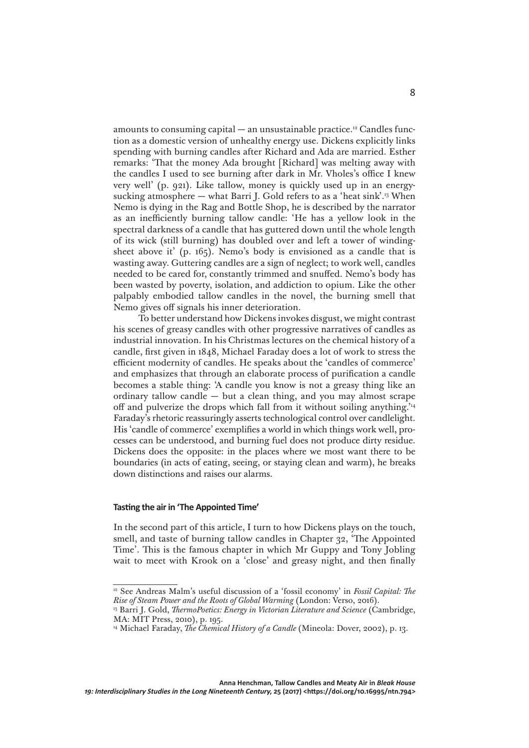amounts to consuming capital — an unsustainable practice.[12] Candles function as a domestic version of unhealthy energy use. Dickens explicitly links spending with burning candles after Richard and Ada are married. Esther remarks: 'That the money Ada brought [Richard] was melting away with the candles I used to see burning after dark in Mr. Vholes's office I knew very well' (p. 921). Like tallow, money is quickly used up in an energy-sucking atmosphere — what Barri J. Gold refers to as a 'heat sink'.[13] When Nemo is dying in the Rag and Bottle Shop, he is described by the narrator as an inefficiently burning tallow candle: 'He has a yellow look in the spectral darkness of a candle that has guttered down until the whole length of its wick (still burning) has doubled over and left a tower of winding-sheet above it' (p. 165). Nemo's body is envisioned as a candle that is wasting away. Guttering candles are a sign of neglect; to work well, candles needed to be cared for, constantly trimmed and snuffed. Nemo's body has been wasted by poverty, isolation, and addiction to opium. Like the other palpably embodied tallow candles in the novel, the burning smell that Nemo gives off signals his inner deterioration.

To better understand how Dickens invokes disgust, we might contrast his scenes of greasy candles with other progressive narratives of candles as industrial innovation. In his Christmas lectures on the chemical history of a candle, first given in 1848, Michael Faraday does a lot of work to stress the efficient modernity of candles. He speaks about the 'candles of commerce' and emphasizes that through an elaborate process of purification a candle becomes a stable thing: 'A candle you know is not a greasy thing like an ordinary tallow candle — but a clean thing, and you may almost scrape off and pulverize the drops which fall from it without soiling anything.'[14] Faraday's rhetoric reassuringly asserts technological control over candlelight. His 'candle of commerce' exemplifies a world in which things work well, processes can be understood, and burning fuel does not produce dirty residue. Dickens does the opposite: in the places where we most want there to be boundaries (in acts of eating, seeing, or staying clean and warm), he breaks down distinctions and raises our alarms.

### Tasting the air in 'The Appointed Time'

In the second part of this article, I turn to how Dickens plays on the touch, smell, and taste of burning tallow candles in Chapter 32, 'The Appointed Time'. This is the famous chapter in which Mr Guppy and Tony Jobling wait to meet with Krook on a 'close' and greasy night, and then finally

---

[12] See Andreas Malm's useful discussion of a 'fossil economy' in *Fossil Capital: The Rise of Steam Power and the Roots of Global Warming* (London: Verso, 2016).

[13] Barri J. Gold, *ThermoPoetics: Energy in Victorian Literature and Science* (Cambridge, MA: MIT Press, 2010), p. 195.

[14] Michael Faraday, *The Chemical History of a Candle* (Mineola: Dover, 2002), p. 13.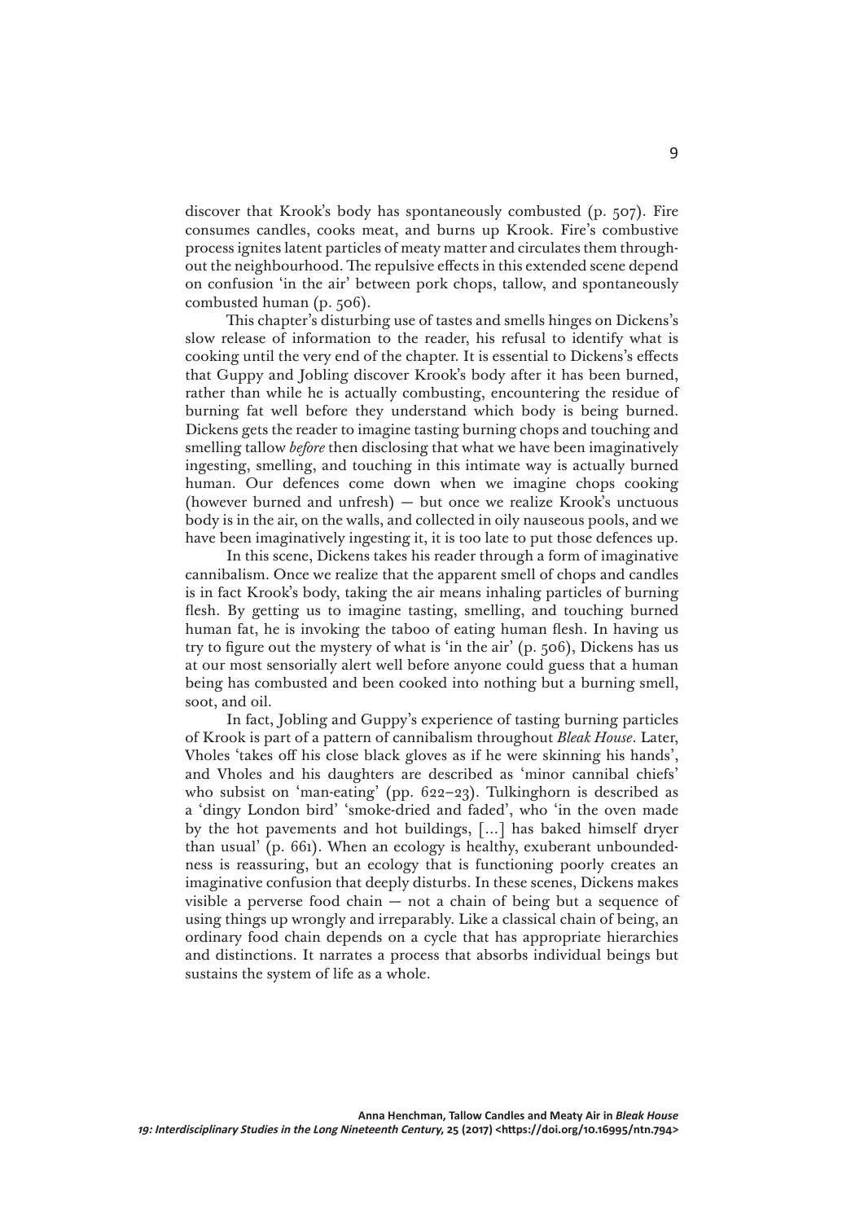discover that Krook's body has spontaneously combusted (p. 507). Fire consumes candles, cooks meat, and burns up Krook. Fire's combustive process ignites latent particles of meaty matter and circulates them throughout the neighbourhood. The repulsive effects in this extended scene depend on confusion 'in the air' between pork chops, tallow, and spontaneously combusted human (p. 506).

This chapter's disturbing use of tastes and smells hinges on Dickens's slow release of information to the reader, his refusal to identify what is cooking until the very end of the chapter. It is essential to Dickens's effects that Guppy and Jobling discover Krook's body after it has been burned, rather than while he is actually combusting, encountering the residue of burning fat well before they understand which body is being burned. Dickens gets the reader to imagine tasting burning chops and touching and smelling tallow *before* then disclosing that what we have been imaginatively ingesting, smelling, and touching in this intimate way is actually burned human. Our defences come down when we imagine chops cooking (however burned and unfresh) — but once we realize Krook's unctuous body is in the air, on the walls, and collected in oily nauseous pools, and we have been imaginatively ingesting it, it is too late to put those defences up.

In this scene, Dickens takes his reader through a form of imaginative cannibalism. Once we realize that the apparent smell of chops and candles is in fact Krook's body, taking the air means inhaling particles of burning flesh. By getting us to imagine tasting, smelling, and touching burned human fat, he is invoking the taboo of eating human flesh. In having us try to figure out the mystery of what is 'in the air' (p. 506), Dickens has us at our most sensorially alert well before anyone could guess that a human being has combusted and been cooked into nothing but a burning smell, soot, and oil.

In fact, Jobling and Guppy's experience of tasting burning particles of Krook is part of a pattern of cannibalism throughout *Bleak House*. Later, Vholes 'takes off his close black gloves as if he were skinning his hands', and Vholes and his daughters are described as 'minor cannibal chiefs' who subsist on 'man-eating' (pp. 622–23). Tulkinghorn is described as a 'dingy London bird' 'smoke-dried and faded', who 'in the oven made by the hot pavements and hot buildings, [...] has baked himself dryer than usual' (p. 661). When an ecology is healthy, exuberant unboundedness is reassuring, but an ecology that is functioning poorly creates an imaginative confusion that deeply disturbs. In these scenes, Dickens makes visible a perverse food chain — not a chain of being but a sequence of using things up wrongly and irreparably. Like a classical chain of being, an ordinary food chain depends on a cycle that has appropriate hierarchies and distinctions. It narrates a process that absorbs individual beings but sustains the system of life as a whole.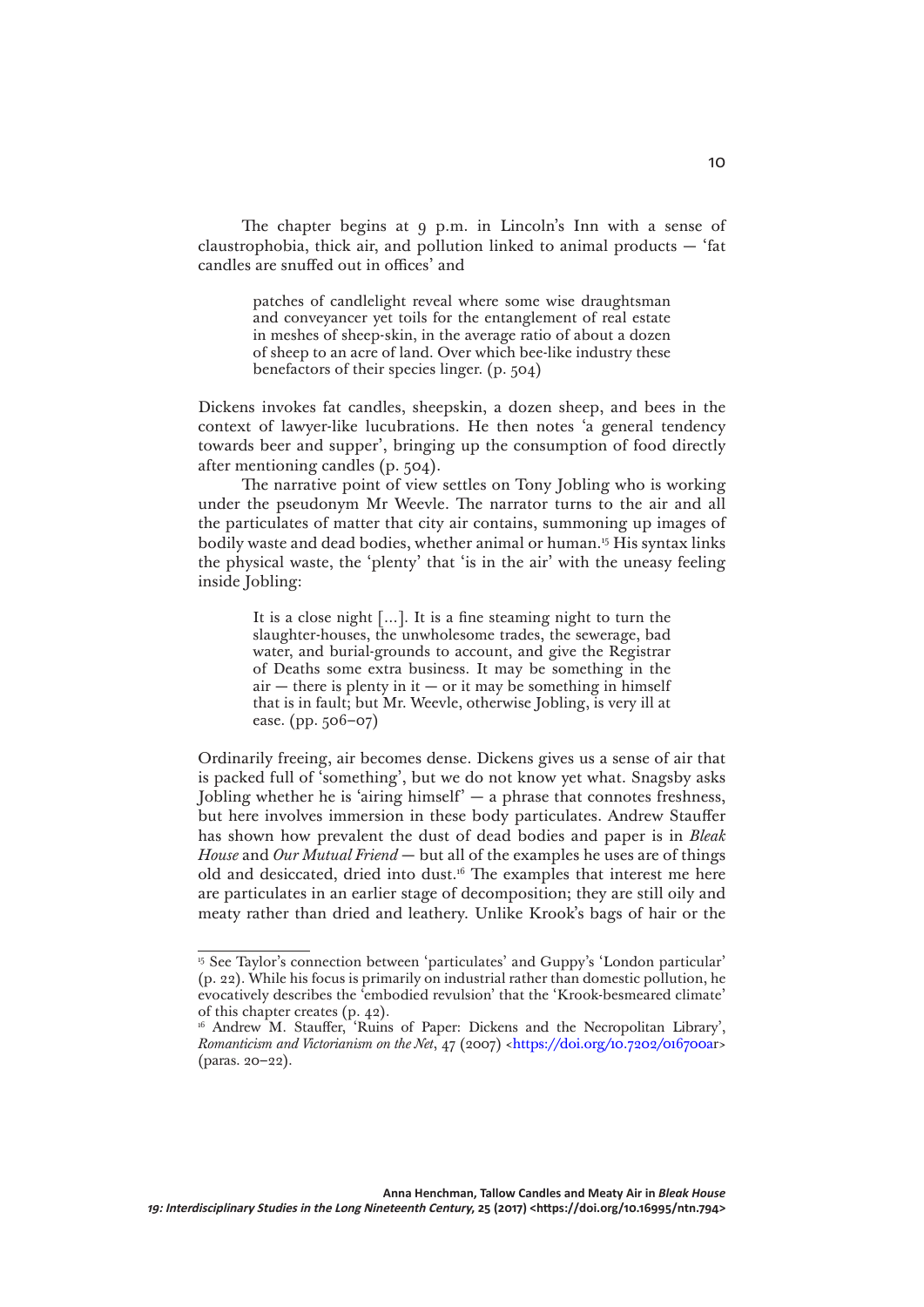The chapter begins at 9 p.m. in Lincoln's Inn with a sense of claustrophobia, thick air, and pollution linked to animal products — 'fat candles are snuffed out in offices' and

> patches of candlelight reveal where some wise draughtsman and conveyancer yet toils for the entanglement of real estate in meshes of sheep-skin, in the average ratio of about a dozen of sheep to an acre of land. Over which bee-like industry these benefactors of their species linger. (p. 504)

Dickens invokes fat candles, sheepskin, a dozen sheep, and bees in the context of lawyer-like lucubrations. He then notes 'a general tendency towards beer and supper', bringing up the consumption of food directly after mentioning candles (p. 504).

The narrative point of view settles on Tony Jobling who is working under the pseudonym Mr Weevle. The narrator turns to the air and all the particulates of matter that city air contains, summoning up images of bodily waste and dead bodies, whether animal or human.[15] His syntax links the physical waste, the 'plenty' that 'is in the air' with the uneasy feeling inside Jobling:

> It is a close night […]. It is a fine steaming night to turn the slaughter-houses, the unwholesome trades, the sewerage, bad water, and burial-grounds to account, and give the Registrar of Deaths some extra business. It may be something in the air — there is plenty in it — or it may be something in himself that is in fault; but Mr. Weevle, otherwise Jobling, is very ill at ease. (pp. 506–07)

Ordinarily freeing, air becomes dense. Dickens gives us a sense of air that is packed full of 'something', but we do not know yet what. Snagsby asks Jobling whether he is 'airing himself' — a phrase that connotes freshness, but here involves immersion in these body particulates. Andrew Stauffer has shown how prevalent the dust of dead bodies and paper is in *Bleak House* and *Our Mutual Friend* — but all of the examples he uses are of things old and desiccated, dried into dust.[16] The examples that interest me here are particulates in an earlier stage of decomposition; they are still oily and meaty rather than dried and leathery. Unlike Krook's bags of hair or the

---

[15] See Taylor's connection between 'particulates' and Guppy's 'London particular' (p. 22). While his focus is primarily on industrial rather than domestic pollution, he evocatively describes the 'embodied revulsion' that the 'Krook-besmeared climate' of this chapter creates (p. 42).

[16] Andrew M. Stauffer, 'Ruins of Paper: Dickens and the Necropolitan Library', *Romanticism and Victorianism on the Net*, 47 (2007) <https://doi.org/10.7202/016700ar> (paras. 20–22).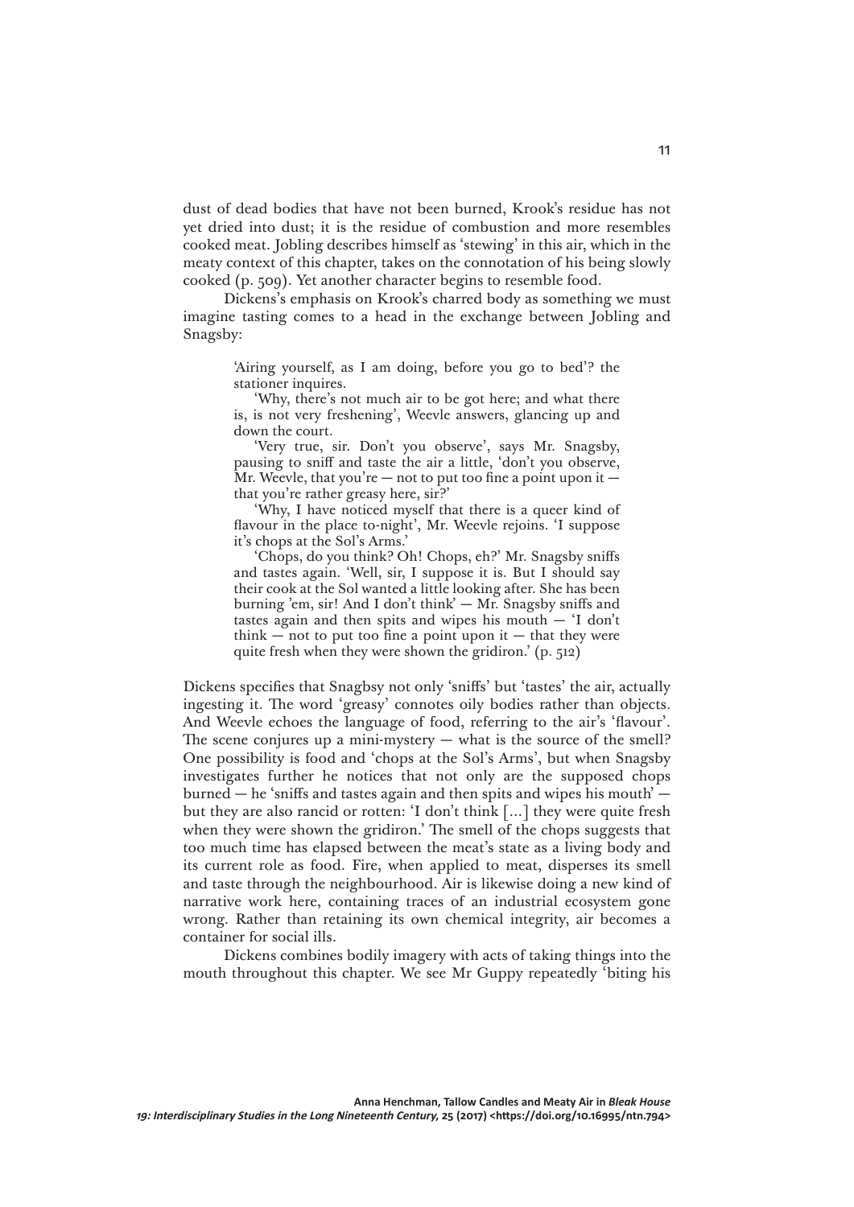dust of dead bodies that have not been burned, Krook's residue has not yet dried into dust; it is the residue of combustion and more resembles cooked meat. Jobling describes himself as 'stewing' in this air, which in the meaty context of this chapter, takes on the connotation of his being slowly cooked (p. 509). Yet another character begins to resemble food.

Dickens's emphasis on Krook's charred body as something we must imagine tasting comes to a head in the exchange between Jobling and Snagsby:

> 'Airing yourself, as I am doing, before you go to bed'? the stationer inquires.
>
> 'Why, there's not much air to be got here; and what there is, is not very freshening', Weevle answers, glancing up and down the court.
>
> 'Very true, sir. Don't you observe', says Mr. Snagsby, pausing to sniff and taste the air a little, 'don't you observe, Mr. Weevle, that you're — not to put too fine a point upon it — that you're rather greasy here, sir?'
>
> 'Why, I have noticed myself that there is a queer kind of flavour in the place to-night', Mr. Weevle rejoins. 'I suppose it's chops at the Sol's Arms.'
>
> 'Chops, do you think? Oh! Chops, eh?' Mr. Snagsby sniffs and tastes again. 'Well, sir, I suppose it is. But I should say their cook at the Sol wanted a little looking after. She has been burning 'em, sir! And I don't think' — Mr. Snagsby sniffs and tastes again and then spits and wipes his mouth — 'I don't think — not to put too fine a point upon it — that they were quite fresh when they were shown the gridiron.' (p. 512)

Dickens specifies that Snagbsy not only 'sniffs' but 'tastes' the air, actually ingesting it. The word 'greasy' connotes oily bodies rather than objects. And Weevle echoes the language of food, referring to the air's 'flavour'. The scene conjures up a mini-mystery — what is the source of the smell? One possibility is food and 'chops at the Sol's Arms', but when Snagsby investigates further he notices that not only are the supposed chops burned — he 'sniffs and tastes again and then spits and wipes his mouth' — but they are also rancid or rotten: 'I don't think […] they were quite fresh when they were shown the gridiron.' The smell of the chops suggests that too much time has elapsed between the meat's state as a living body and its current role as food. Fire, when applied to meat, disperses its smell and taste through the neighbourhood. Air is likewise doing a new kind of narrative work here, containing traces of an industrial ecosystem gone wrong. Rather than retaining its own chemical integrity, air becomes a container for social ills.

Dickens combines bodily imagery with acts of taking things into the mouth throughout this chapter. We see Mr Guppy repeatedly 'biting his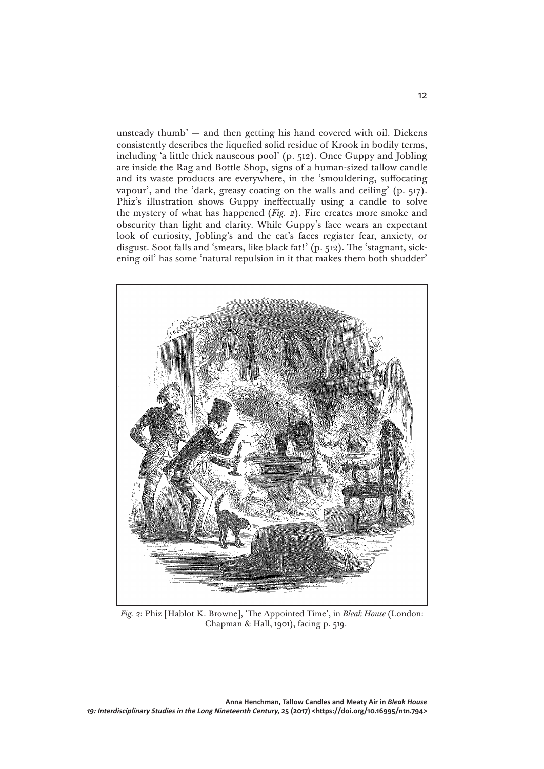unsteady thumb' — and then getting his hand covered with oil. Dickens consistently describes the liquefied solid residue of Krook in bodily terms, including 'a little thick nauseous pool' (p. 512). Once Guppy and Jobling are inside the Rag and Bottle Shop, signs of a human-sized tallow candle and its waste products are everywhere, in the 'smouldering, suffocating vapour', and the 'dark, greasy coating on the walls and ceiling' (p. 517). Phiz's illustration shows Guppy ineffectually using a candle to solve the mystery of what has happened (*Fig. 2*). Fire creates more smoke and obscurity than light and clarity. While Guppy's face wears an expectant look of curiosity, Jobling's and the cat's faces register fear, anxiety, or disgust. Soot falls and 'smears, like black fat!' (p. 512). The 'stagnant, sickening oil' has some 'natural repulsion in it that makes them both shudder'

*Fig. 2*: Phiz [Hablot K. Browne], 'The Appointed Time', in *Bleak House* (London: Chapman & Hall, 1901), facing p. 519.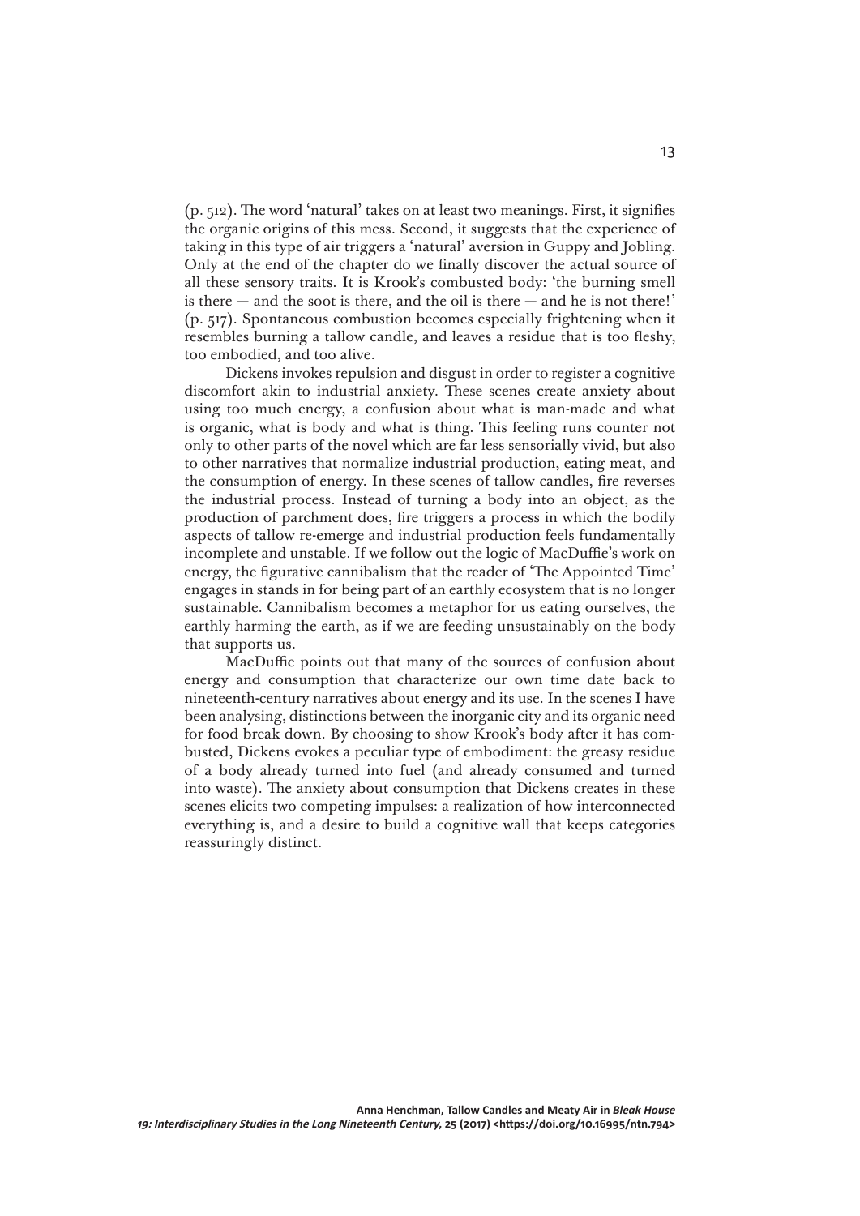(p. 512). The word 'natural' takes on at least two meanings. First, it signifies the organic origins of this mess. Second, it suggests that the experience of taking in this type of air triggers a 'natural' aversion in Guppy and Jobling. Only at the end of the chapter do we finally discover the actual source of all these sensory traits. It is Krook's combusted body: 'the burning smell is there — and the soot is there, and the oil is there — and he is not there!' (p. 517). Spontaneous combustion becomes especially frightening when it resembles burning a tallow candle, and leaves a residue that is too fleshy, too embodied, and too alive.

Dickens invokes repulsion and disgust in order to register a cognitive discomfort akin to industrial anxiety. These scenes create anxiety about using too much energy, a confusion about what is man-made and what is organic, what is body and what is thing. This feeling runs counter not only to other parts of the novel which are far less sensorially vivid, but also to other narratives that normalize industrial production, eating meat, and the consumption of energy. In these scenes of tallow candles, fire reverses the industrial process. Instead of turning a body into an object, as the production of parchment does, fire triggers a process in which the bodily aspects of tallow re-emerge and industrial production feels fundamentally incomplete and unstable. If we follow out the logic of MacDuffie's work on energy, the figurative cannibalism that the reader of 'The Appointed Time' engages in stands in for being part of an earthly ecosystem that is no longer sustainable. Cannibalism becomes a metaphor for us eating ourselves, the earthly harming the earth, as if we are feeding unsustainably on the body that supports us.

MacDuffie points out that many of the sources of confusion about energy and consumption that characterize our own time date back to nineteenth-century narratives about energy and its use. In the scenes I have been analysing, distinctions between the inorganic city and its organic need for food break down. By choosing to show Krook's body after it has combusted, Dickens evokes a peculiar type of embodiment: the greasy residue of a body already turned into fuel (and already consumed and turned into waste). The anxiety about consumption that Dickens creates in these scenes elicits two competing impulses: a realization of how interconnected everything is, and a desire to build a cognitive wall that keeps categories reassuringly distinct.